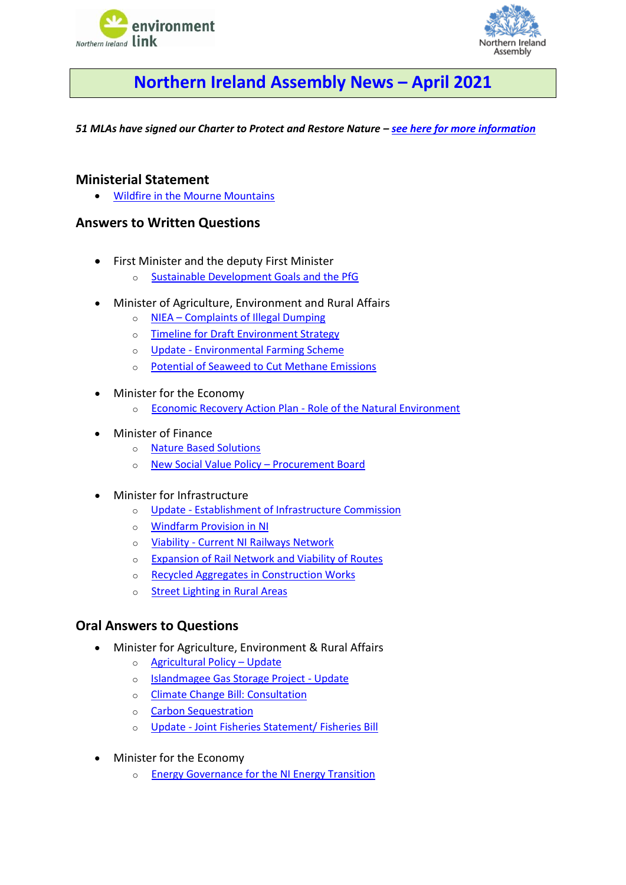# Northern Ireland Assembly News – April 2021

***51 MLAs have signed our Charter to Protect and Restore Nature – see here for more information***

## Ministerial Statement

- Wildfire in the Mourne Mountains

## Answers to Written Questions

- First Minister and the deputy First Minister
  - Sustainable Development Goals and the PfG
- Minister of Agriculture, Environment and Rural Affairs
  - NIEA – Complaints of Illegal Dumping
  - Timeline for Draft Environment Strategy
  - Update - Environmental Farming Scheme
  - Potential of Seaweed to Cut Methane Emissions
- Minister for the Economy
  - Economic Recovery Action Plan - Role of the Natural Environment
- Minister of Finance
  - Nature Based Solutions
  - New Social Value Policy – Procurement Board
- Minister for Infrastructure
  - Update - Establishment of Infrastructure Commission
  - Windfarm Provision in NI
  - Viability - Current NI Railways Network
  - Expansion of Rail Network and Viability of Routes
  - Recycled Aggregates in Construction Works
  - Street Lighting in Rural Areas

## Oral Answers to Questions

- Minister for Agriculture, Environment & Rural Affairs
  - Agricultural Policy – Update
  - Islandmagee Gas Storage Project - Update
  - Climate Change Bill: Consultation
  - Carbon Sequestration
  - Update - Joint Fisheries Statement/ Fisheries Bill
- Minister for the Economy
  - Energy Governance for the NI Energy Transition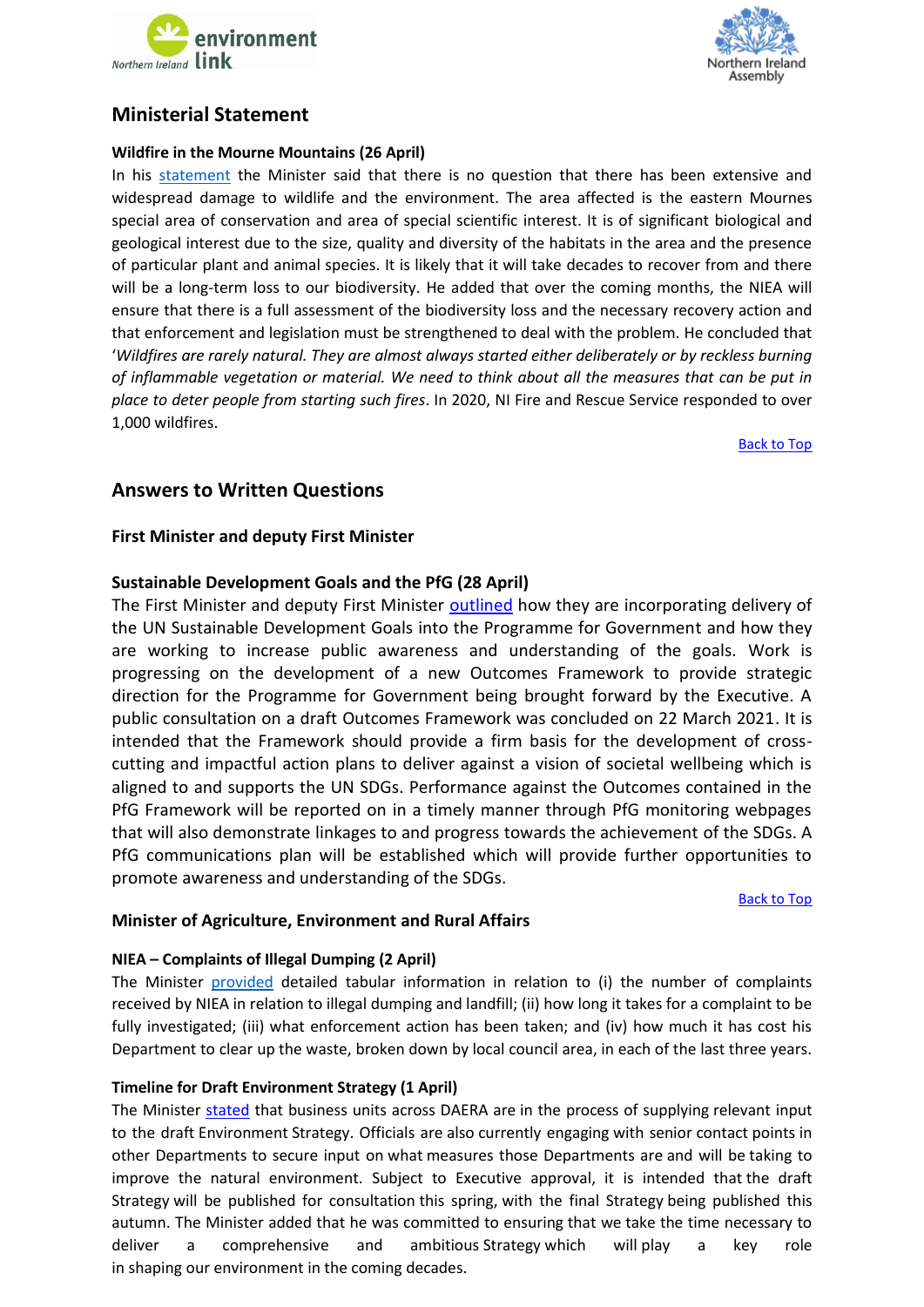## Ministerial Statement

**Wildfire in the Mourne Mountains (26 April)**

In his statement the Minister said that there is no question that there has been extensive and widespread damage to wildlife and the environment. The area affected is the eastern Mournes special area of conservation and area of special scientific interest. It is of significant biological and geological interest due to the size, quality and diversity of the habitats in the area and the presence of particular plant and animal species. It is likely that it will take decades to recover from and there will be a long-term loss to our biodiversity. He added that over the coming months, the NIEA will ensure that there is a full assessment of the biodiversity loss and the necessary recovery action and that enforcement and legislation must be strengthened to deal with the problem. He concluded that '*Wildfires are rarely natural. They are almost always started either deliberately or by reckless burning of inflammable vegetation or material. We need to think about all the measures that can be put in place to deter people from starting such fires*. In 2020, NI Fire and Rescue Service responded to over 1,000 wildfires.

Back to Top

## Answers to Written Questions

### First Minister and deputy First Minister

**Sustainable Development Goals and the PfG (28 April)**

The First Minister and deputy First Minister outlined how they are incorporating delivery of the UN Sustainable Development Goals into the Programme for Government and how they are working to increase public awareness and understanding of the goals. Work is progressing on the development of a new Outcomes Framework to provide strategic direction for the Programme for Government being brought forward by the Executive. A public consultation on a draft Outcomes Framework was concluded on 22 March 2021. It is intended that the Framework should provide a firm basis for the development of cross-cutting and impactful action plans to deliver against a vision of societal wellbeing which is aligned to and supports the UN SDGs. Performance against the Outcomes contained in the PfG Framework will be reported on in a timely manner through PfG monitoring webpages that will also demonstrate linkages to and progress towards the achievement of the SDGs. A PfG communications plan will be established which will provide further opportunities to promote awareness and understanding of the SDGs.

Back to Top

### Minister of Agriculture, Environment and Rural Affairs

**NIEA – Complaints of Illegal Dumping (2 April)**

The Minister provided detailed tabular information in relation to (i) the number of complaints received by NIEA in relation to illegal dumping and landfill; (ii) how long it takes for a complaint to be fully investigated; (iii) what enforcement action has been taken; and (iv) how much it has cost his Department to clear up the waste, broken down by local council area, in each of the last three years.

**Timeline for Draft Environment Strategy (1 April)**

The Minister stated that business units across DAERA are in the process of supplying relevant input to the draft Environment Strategy. Officials are also currently engaging with senior contact points in other Departments to secure input on what measures those Departments are and will be taking to improve the natural environment. Subject to Executive approval, it is intended that the draft Strategy will be published for consultation this spring, with the final Strategy being published this autumn. The Minister added that he was committed to ensuring that we take the time necessary to deliver a comprehensive and ambitious Strategy which will play a key role in shaping our environment in the coming decades.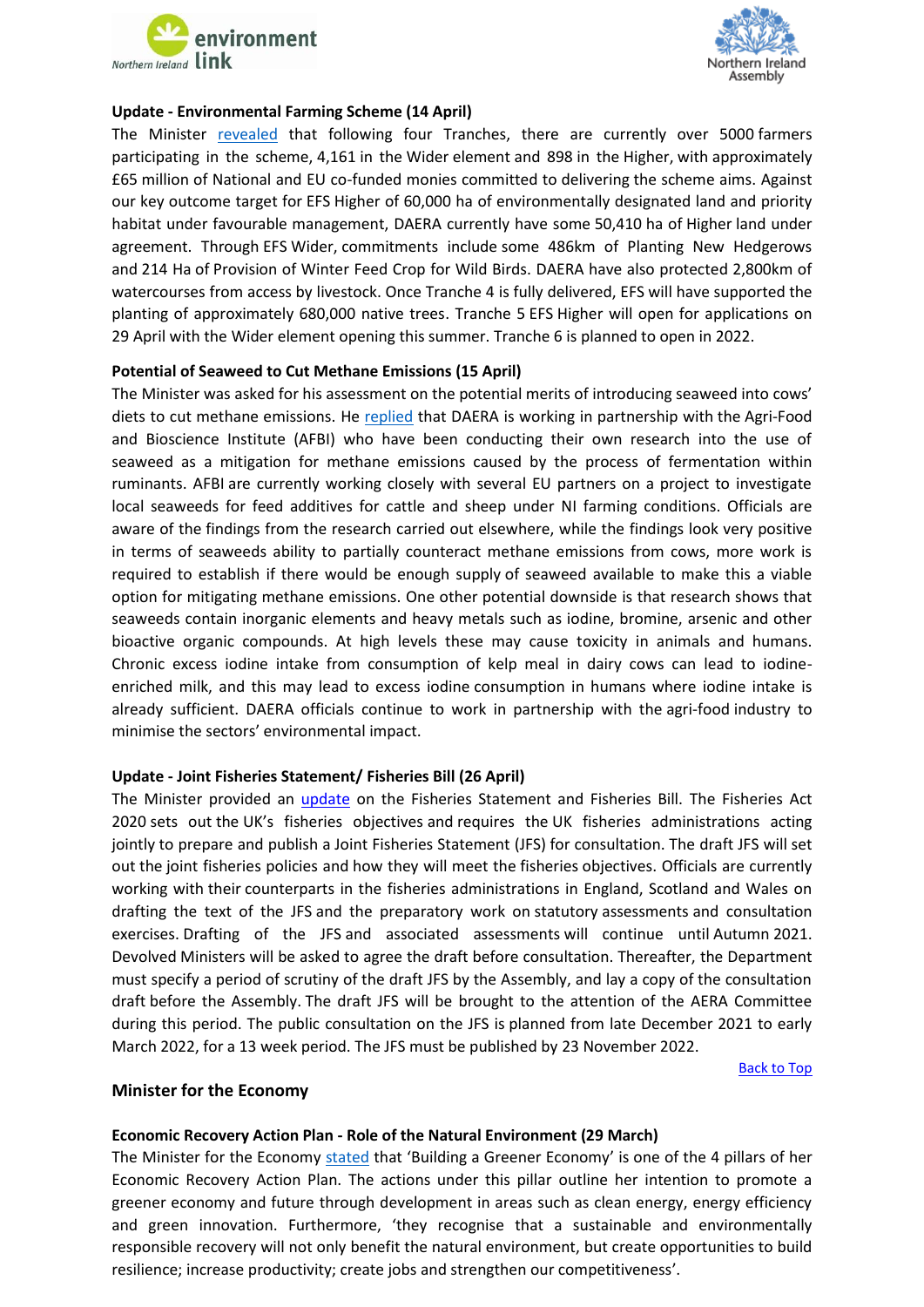**Update - Environmental Farming Scheme (14 April)**

The Minister revealed that following four Tranches, there are currently over 5000 farmers participating in the scheme, 4,161 in the Wider element and 898 in the Higher, with approximately £65 million of National and EU co-funded monies committed to delivering the scheme aims. Against our key outcome target for EFS Higher of 60,000 ha of environmentally designated land and priority habitat under favourable management, DAERA currently have some 50,410 ha of Higher land under agreement. Through EFS Wider, commitments include some 486km of Planting New Hedgerows and 214 Ha of Provision of Winter Feed Crop for Wild Birds. DAERA have also protected 2,800km of watercourses from access by livestock. Once Tranche 4 is fully delivered, EFS will have supported the planting of approximately 680,000 native trees. Tranche 5 EFS Higher will open for applications on 29 April with the Wider element opening this summer. Tranche 6 is planned to open in 2022.

**Potential of Seaweed to Cut Methane Emissions (15 April)**

The Minister was asked for his assessment on the potential merits of introducing seaweed into cows' diets to cut methane emissions. He replied that DAERA is working in partnership with the Agri-Food and Bioscience Institute (AFBI) who have been conducting their own research into the use of seaweed as a mitigation for methane emissions caused by the process of fermentation within ruminants. AFBI are currently working closely with several EU partners on a project to investigate local seaweeds for feed additives for cattle and sheep under NI farming conditions. Officials are aware of the findings from the research carried out elsewhere, while the findings look very positive in terms of seaweeds ability to partially counteract methane emissions from cows, more work is required to establish if there would be enough supply of seaweed available to make this a viable option for mitigating methane emissions. One other potential downside is that research shows that seaweeds contain inorganic elements and heavy metals such as iodine, bromine, arsenic and other bioactive organic compounds. At high levels these may cause toxicity in animals and humans. Chronic excess iodine intake from consumption of kelp meal in dairy cows can lead to iodine-enriched milk, and this may lead to excess iodine consumption in humans where iodine intake is already sufficient. DAERA officials continue to work in partnership with the agri-food industry to minimise the sectors' environmental impact.

**Update - Joint Fisheries Statement/ Fisheries Bill (26 April)**

The Minister provided an update on the Fisheries Statement and Fisheries Bill. The Fisheries Act 2020 sets out the UK's fisheries objectives and requires the UK fisheries administrations acting jointly to prepare and publish a Joint Fisheries Statement (JFS) for consultation. The draft JFS will set out the joint fisheries policies and how they will meet the fisheries objectives. Officials are currently working with their counterparts in the fisheries administrations in England, Scotland and Wales on drafting the text of the JFS and the preparatory work on statutory assessments and consultation exercises. Drafting of the JFS and associated assessments will continue until Autumn 2021. Devolved Ministers will be asked to agree the draft before consultation. Thereafter, the Department must specify a period of scrutiny of the draft JFS by the Assembly, and lay a copy of the consultation draft before the Assembly. The draft JFS will be brought to the attention of the AERA Committee during this period. The public consultation on the JFS is planned from late December 2021 to early March 2022, for a 13 week period. The JFS must be published by 23 November 2022.

Back to Top

## Minister for the Economy

**Economic Recovery Action Plan - Role of the Natural Environment (29 March)**

The Minister for the Economy stated that 'Building a Greener Economy' is one of the 4 pillars of her Economic Recovery Action Plan. The actions under this pillar outline her intention to promote a greener economy and future through development in areas such as clean energy, energy efficiency and green innovation. Furthermore, 'they recognise that a sustainable and environmentally responsible recovery will not only benefit the natural environment, but create opportunities to build resilience; increase productivity; create jobs and strengthen our competitiveness'.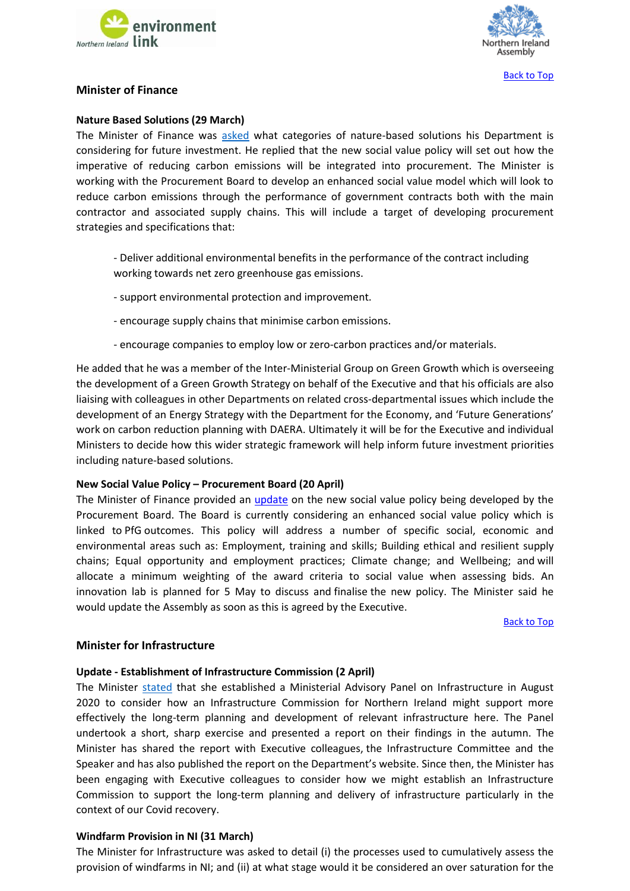[Back to Top]

## Minister of Finance

**Nature Based Solutions (29 March)**
The Minister of Finance was asked what categories of nature-based solutions his Department is considering for future investment. He replied that the new social value policy will set out how the imperative of reducing carbon emissions will be integrated into procurement. The Minister is working with the Procurement Board to develop an enhanced social value model which will look to reduce carbon emissions through the performance of government contracts both with the main contractor and associated supply chains. This will include a target of developing procurement strategies and specifications that:

- Deliver additional environmental benefits in the performance of the contract including working towards net zero greenhouse gas emissions.
- support environmental protection and improvement.
- encourage supply chains that minimise carbon emissions.
- encourage companies to employ low or zero-carbon practices and/or materials.

He added that he was a member of the Inter-Ministerial Group on Green Growth which is overseeing the development of a Green Growth Strategy on behalf of the Executive and that his officials are also liaising with colleagues in other Departments on related cross-departmental issues which include the development of an Energy Strategy with the Department for the Economy, and 'Future Generations' work on carbon reduction planning with DAERA. Ultimately it will be for the Executive and individual Ministers to decide how this wider strategic framework will help inform future investment priorities including nature-based solutions.

**New Social Value Policy – Procurement Board (20 April)**
The Minister of Finance provided an update on the new social value policy being developed by the Procurement Board. The Board is currently considering an enhanced social value policy which is linked to PfG outcomes. This policy will address a number of specific social, economic and environmental areas such as: Employment, training and skills; Building ethical and resilient supply chains; Equal opportunity and employment practices; Climate change; and Wellbeing; and will allocate a minimum weighting of the award criteria to social value when assessing bids. An innovation lab is planned for 5 May to discuss and finalise the new policy. The Minister said he would update the Assembly as soon as this is agreed by the Executive.

[Back to Top]

## Minister for Infrastructure

**Update - Establishment of Infrastructure Commission (2 April)**
The Minister stated that she established a Ministerial Advisory Panel on Infrastructure in August 2020 to consider how an Infrastructure Commission for Northern Ireland might support more effectively the long-term planning and development of relevant infrastructure here. The Panel undertook a short, sharp exercise and presented a report on their findings in the autumn. The Minister has shared the report with Executive colleagues, the Infrastructure Committee and the Speaker and has also published the report on the Department's website. Since then, the Minister has been engaging with Executive colleagues to consider how we might establish an Infrastructure Commission to support the long-term planning and delivery of infrastructure particularly in the context of our Covid recovery.

**Windfarm Provision in NI (31 March)**
The Minister for Infrastructure was asked to detail (i) the processes used to cumulatively assess the provision of windfarms in NI; and (ii) at what stage would it be considered an over saturation for the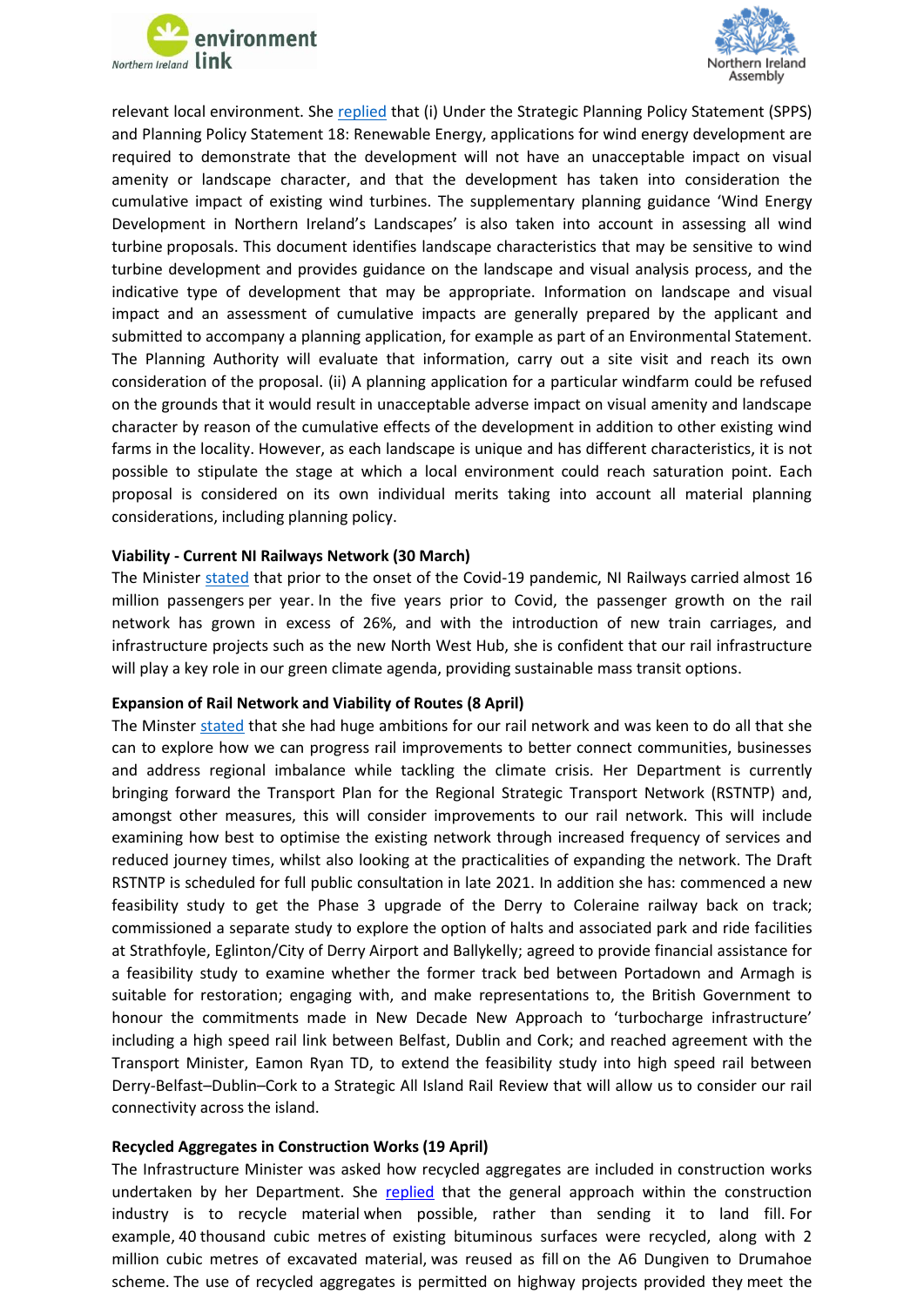relevant local environment. She replied that (i) Under the Strategic Planning Policy Statement (SPPS) and Planning Policy Statement 18: Renewable Energy, applications for wind energy development are required to demonstrate that the development will not have an unacceptable impact on visual amenity or landscape character, and that the development has taken into consideration the cumulative impact of existing wind turbines. The supplementary planning guidance 'Wind Energy Development in Northern Ireland's Landscapes' is also taken into account in assessing all wind turbine proposals. This document identifies landscape characteristics that may be sensitive to wind turbine development and provides guidance on the landscape and visual analysis process, and the indicative type of development that may be appropriate. Information on landscape and visual impact and an assessment of cumulative impacts are generally prepared by the applicant and submitted to accompany a planning application, for example as part of an Environmental Statement. The Planning Authority will evaluate that information, carry out a site visit and reach its own consideration of the proposal. (ii) A planning application for a particular windfarm could be refused on the grounds that it would result in unacceptable adverse impact on visual amenity and landscape character by reason of the cumulative effects of the development in addition to other existing wind farms in the locality. However, as each landscape is unique and has different characteristics, it is not possible to stipulate the stage at which a local environment could reach saturation point. Each proposal is considered on its own individual merits taking into account all material planning considerations, including planning policy.

**Viability - Current NI Railways Network (30 March)**

The Minister stated that prior to the onset of the Covid-19 pandemic, NI Railways carried almost 16 million passengers per year. In the five years prior to Covid, the passenger growth on the rail network has grown in excess of 26%, and with the introduction of new train carriages, and infrastructure projects such as the new North West Hub, she is confident that our rail infrastructure will play a key role in our green climate agenda, providing sustainable mass transit options.

**Expansion of Rail Network and Viability of Routes (8 April)**

The Minster stated that she had huge ambitions for our rail network and was keen to do all that she can to explore how we can progress rail improvements to better connect communities, businesses and address regional imbalance while tackling the climate crisis. Her Department is currently bringing forward the Transport Plan for the Regional Strategic Transport Network (RSTNTP) and, amongst other measures, this will consider improvements to our rail network. This will include examining how best to optimise the existing network through increased frequency of services and reduced journey times, whilst also looking at the practicalities of expanding the network. The Draft RSTNTP is scheduled for full public consultation in late 2021. In addition she has: commenced a new feasibility study to get the Phase 3 upgrade of the Derry to Coleraine railway back on track; commissioned a separate study to explore the option of halts and associated park and ride facilities at Strathfoyle, Eglinton/City of Derry Airport and Ballykelly; agreed to provide financial assistance for a feasibility study to examine whether the former track bed between Portadown and Armagh is suitable for restoration; engaging with, and make representations to, the British Government to honour the commitments made in New Decade New Approach to 'turbocharge infrastructure' including a high speed rail link between Belfast, Dublin and Cork; and reached agreement with the Transport Minister, Eamon Ryan TD, to extend the feasibility study into high speed rail between Derry-Belfast–Dublin–Cork to a Strategic All Island Rail Review that will allow us to consider our rail connectivity across the island.

**Recycled Aggregates in Construction Works (19 April)**

The Infrastructure Minister was asked how recycled aggregates are included in construction works undertaken by her Department. She replied that the general approach within the construction industry is to recycle material when possible, rather than sending it to land fill. For example, 40 thousand cubic metres of existing bituminous surfaces were recycled, along with 2 million cubic metres of excavated material, was reused as fill on the A6 Dungiven to Drumahoe scheme. The use of recycled aggregates is permitted on highway projects provided they meet the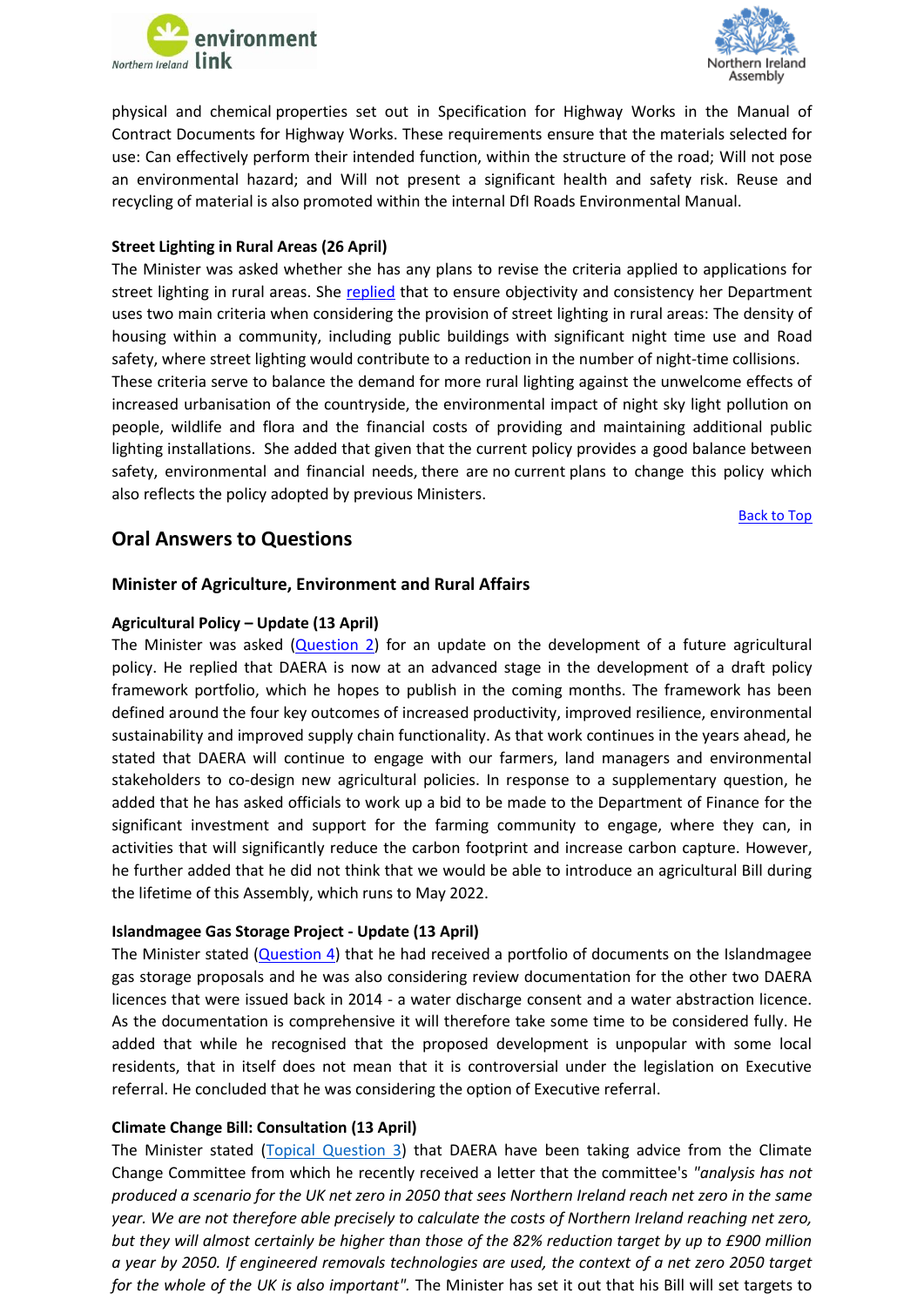physical and chemical properties set out in Specification for Highway Works in the Manual of Contract Documents for Highway Works. These requirements ensure that the materials selected for use: Can effectively perform their intended function, within the structure of the road; Will not pose an environmental hazard; and Will not present a significant health and safety risk. Reuse and recycling of material is also promoted within the internal DfI Roads Environmental Manual.

**Street Lighting in Rural Areas (26 April)**

The Minister was asked whether she has any plans to revise the criteria applied to applications for street lighting in rural areas. She replied that to ensure objectivity and consistency her Department uses two main criteria when considering the provision of street lighting in rural areas: The density of housing within a community, including public buildings with significant night time use and Road safety, where street lighting would contribute to a reduction in the number of night-time collisions.

These criteria serve to balance the demand for more rural lighting against the unwelcome effects of increased urbanisation of the countryside, the environmental impact of night sky light pollution on people, wildlife and flora and the financial costs of providing and maintaining additional public lighting installations. She added that given that the current policy provides a good balance between safety, environmental and financial needs, there are no current plans to change this policy which also reflects the policy adopted by previous Ministers.

Back to Top

## Oral Answers to Questions

### Minister of Agriculture, Environment and Rural Affairs

**Agricultural Policy – Update (13 April)**

The Minister was asked (Question 2) for an update on the development of a future agricultural policy. He replied that DAERA is now at an advanced stage in the development of a draft policy framework portfolio, which he hopes to publish in the coming months. The framework has been defined around the four key outcomes of increased productivity, improved resilience, environmental sustainability and improved supply chain functionality. As that work continues in the years ahead, he stated that DAERA will continue to engage with our farmers, land managers and environmental stakeholders to co-design new agricultural policies. In response to a supplementary question, he added that he has asked officials to work up a bid to be made to the Department of Finance for the significant investment and support for the farming community to engage, where they can, in activities that will significantly reduce the carbon footprint and increase carbon capture. However, he further added that he did not think that we would be able to introduce an agricultural Bill during the lifetime of this Assembly, which runs to May 2022.

**Islandmagee Gas Storage Project - Update (13 April)**

The Minister stated (Question 4) that he had received a portfolio of documents on the Islandmagee gas storage proposals and he was also considering review documentation for the other two DAERA licences that were issued back in 2014 - a water discharge consent and a water abstraction licence. As the documentation is comprehensive it will therefore take some time to be considered fully. He added that while he recognised that the proposed development is unpopular with some local residents, that in itself does not mean that it is controversial under the legislation on Executive referral. He concluded that he was considering the option of Executive referral.

**Climate Change Bill: Consultation (13 April)**

The Minister stated (Topical Question 3) that DAERA have been taking advice from the Climate Change Committee from which he recently received a letter that the committee's *"analysis has not produced a scenario for the UK net zero in 2050 that sees Northern Ireland reach net zero in the same year. We are not therefore able precisely to calculate the costs of Northern Ireland reaching net zero, but they will almost certainly be higher than those of the 82% reduction target by up to £900 million a year by 2050. If engineered removals technologies are used, the context of a net zero 2050 target for the whole of the UK is also important".* The Minister has set it out that his Bill will set targets to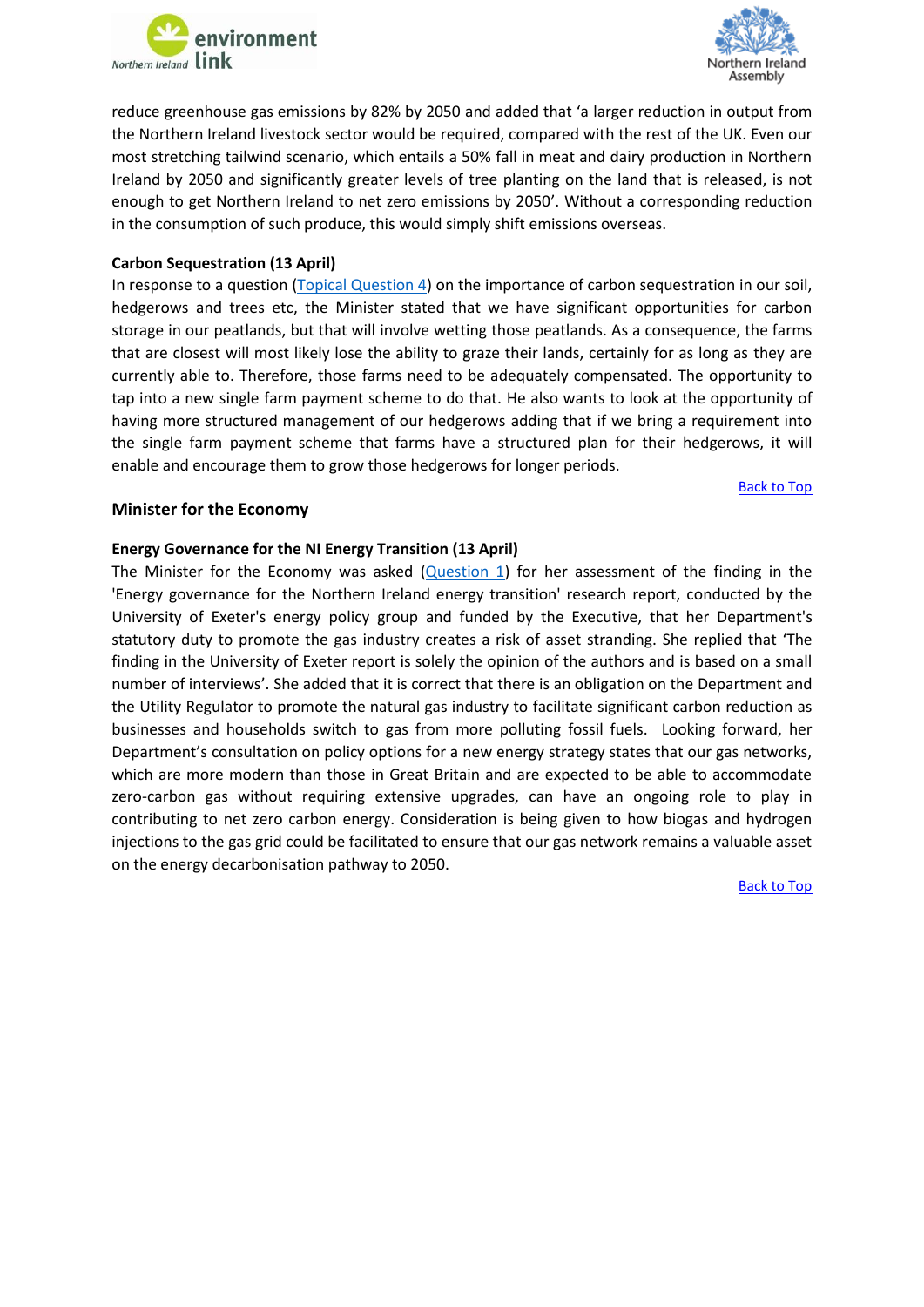reduce greenhouse gas emissions by 82% by 2050 and added that 'a larger reduction in output from the Northern Ireland livestock sector would be required, compared with the rest of the UK. Even our most stretching tailwind scenario, which entails a 50% fall in meat and dairy production in Northern Ireland by 2050 and significantly greater levels of tree planting on the land that is released, is not enough to get Northern Ireland to net zero emissions by 2050'. Without a corresponding reduction in the consumption of such produce, this would simply shift emissions overseas.

**Carbon Sequestration (13 April)**

In response to a question (Topical Question 4) on the importance of carbon sequestration in our soil, hedgerows and trees etc, the Minister stated that we have significant opportunities for carbon storage in our peatlands, but that will involve wetting those peatlands. As a consequence, the farms that are closest will most likely lose the ability to graze their lands, certainly for as long as they are currently able to. Therefore, those farms need to be adequately compensated. The opportunity to tap into a new single farm payment scheme to do that. He also wants to look at the opportunity of having more structured management of our hedgerows adding that if we bring a requirement into the single farm payment scheme that farms have a structured plan for their hedgerows, it will enable and encourage them to grow those hedgerows for longer periods.

Back to Top

## Minister for the Economy

**Energy Governance for the NI Energy Transition (13 April)**

The Minister for the Economy was asked (Question 1) for her assessment of the finding in the 'Energy governance for the Northern Ireland energy transition' research report, conducted by the University of Exeter's energy policy group and funded by the Executive, that her Department's statutory duty to promote the gas industry creates a risk of asset stranding. She replied that 'The finding in the University of Exeter report is solely the opinion of the authors and is based on a small number of interviews'. She added that it is correct that there is an obligation on the Department and the Utility Regulator to promote the natural gas industry to facilitate significant carbon reduction as businesses and households switch to gas from more polluting fossil fuels. Looking forward, her Department's consultation on policy options for a new energy strategy states that our gas networks, which are more modern than those in Great Britain and are expected to be able to accommodate zero-carbon gas without requiring extensive upgrades, can have an ongoing role to play in contributing to net zero carbon energy. Consideration is being given to how biogas and hydrogen injections to the gas grid could be facilitated to ensure that our gas network remains a valuable asset on the energy decarbonisation pathway to 2050.

Back to Top